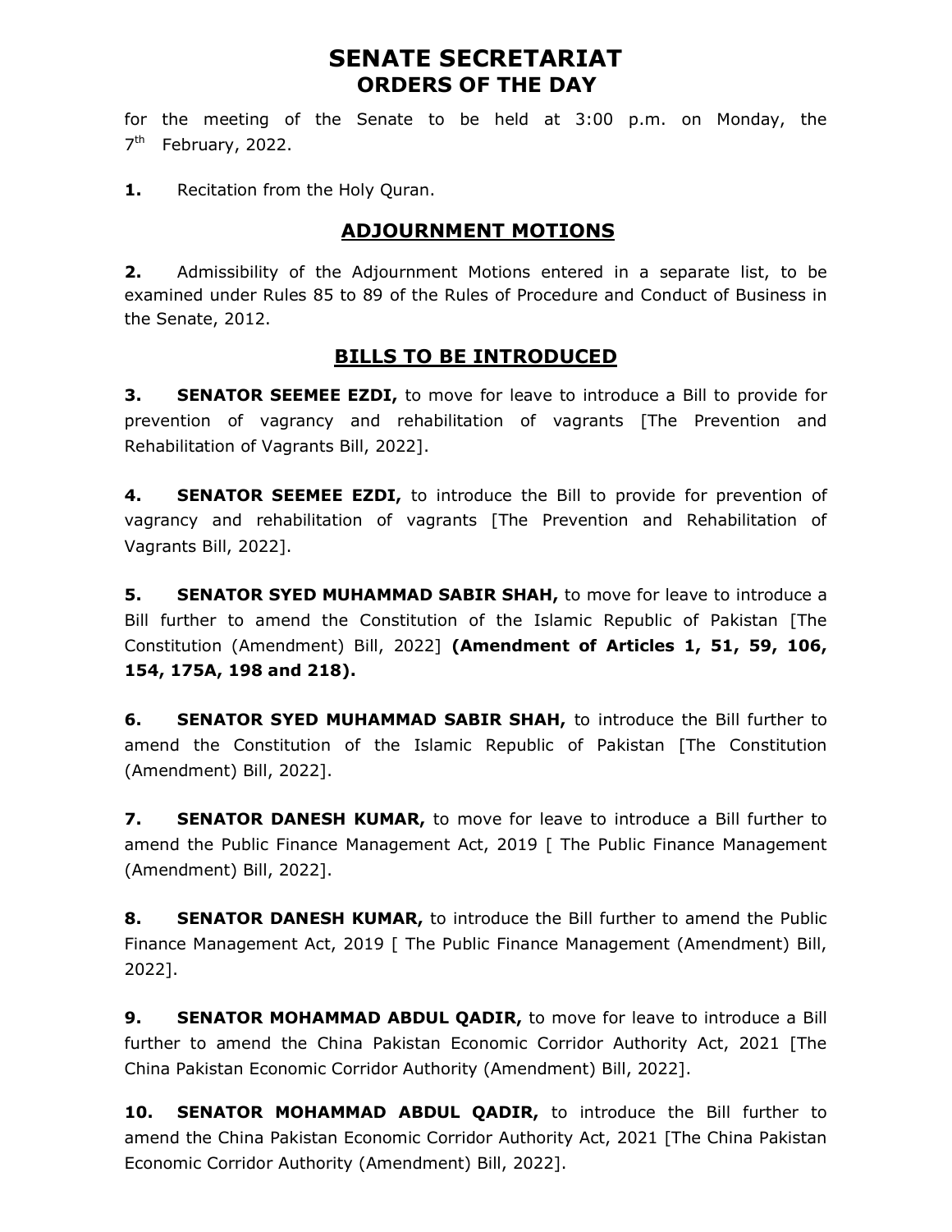# SENATE SECRETARIAT
## ORDERS OF THE DAY

for the meeting of the Senate to be held at 3:00 p.m. on Monday, the 7th February, 2022.

**1.** Recitation from the Holy Quran.

## ADJOURNMENT MOTIONS

**2.** Admissibility of the Adjournment Motions entered in a separate list, to be examined under Rules 85 to 89 of the Rules of Procedure and Conduct of Business in the Senate, 2012.

## BILLS TO BE INTRODUCED

**3. SENATOR SEEMEE EZDI,** to move for leave to introduce a Bill to provide for prevention of vagrancy and rehabilitation of vagrants [The Prevention and Rehabilitation of Vagrants Bill, 2022].

**4. SENATOR SEEMEE EZDI,** to introduce the Bill to provide for prevention of vagrancy and rehabilitation of vagrants [The Prevention and Rehabilitation of Vagrants Bill, 2022].

**5. SENATOR SYED MUHAMMAD SABIR SHAH,** to move for leave to introduce a Bill further to amend the Constitution of the Islamic Republic of Pakistan [The Constitution (Amendment) Bill, 2022] **(Amendment of Articles 1, 51, 59, 106, 154, 175A, 198 and 218).**

**6. SENATOR SYED MUHAMMAD SABIR SHAH,** to introduce the Bill further to amend the Constitution of the Islamic Republic of Pakistan [The Constitution (Amendment) Bill, 2022].

**7. SENATOR DANESH KUMAR,** to move for leave to introduce a Bill further to amend the Public Finance Management Act, 2019 [ The Public Finance Management (Amendment) Bill, 2022].

**8. SENATOR DANESH KUMAR,** to introduce the Bill further to amend the Public Finance Management Act, 2019 [ The Public Finance Management (Amendment) Bill, 2022].

**9. SENATOR MOHAMMAD ABDUL QADIR,** to move for leave to introduce a Bill further to amend the China Pakistan Economic Corridor Authority Act, 2021 [The China Pakistan Economic Corridor Authority (Amendment) Bill, 2022].

**10. SENATOR MOHAMMAD ABDUL QADIR,** to introduce the Bill further to amend the China Pakistan Economic Corridor Authority Act, 2021 [The China Pakistan Economic Corridor Authority (Amendment) Bill, 2022].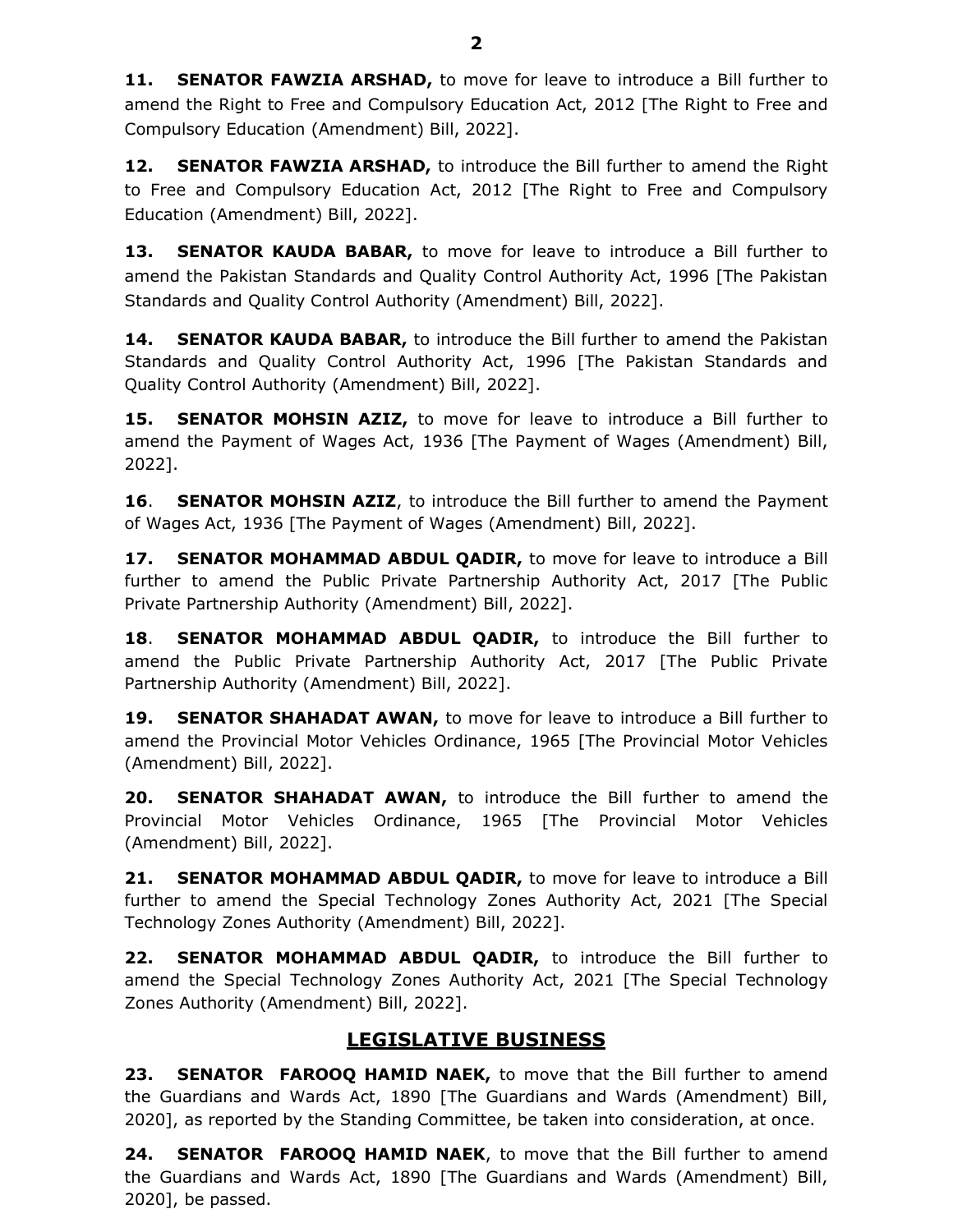**11. SENATOR FAWZIA ARSHAD,** to move for leave to introduce a Bill further to amend the Right to Free and Compulsory Education Act, 2012 [The Right to Free and Compulsory Education (Amendment) Bill, 2022].

**12. SENATOR FAWZIA ARSHAD,** to introduce the Bill further to amend the Right to Free and Compulsory Education Act, 2012 [The Right to Free and Compulsory Education (Amendment) Bill, 2022].

**13. SENATOR KAUDA BABAR,** to move for leave to introduce a Bill further to amend the Pakistan Standards and Quality Control Authority Act, 1996 [The Pakistan Standards and Quality Control Authority (Amendment) Bill, 2022].

**14. SENATOR KAUDA BABAR,** to introduce the Bill further to amend the Pakistan Standards and Quality Control Authority Act, 1996 [The Pakistan Standards and Quality Control Authority (Amendment) Bill, 2022].

**15. SENATOR MOHSIN AZIZ,** to move for leave to introduce a Bill further to amend the Payment of Wages Act, 1936 [The Payment of Wages (Amendment) Bill, 2022].

**16. SENATOR MOHSIN AZIZ**, to introduce the Bill further to amend the Payment of Wages Act, 1936 [The Payment of Wages (Amendment) Bill, 2022].

**17. SENATOR MOHAMMAD ABDUL QADIR,** to move for leave to introduce a Bill further to amend the Public Private Partnership Authority Act, 2017 [The Public Private Partnership Authority (Amendment) Bill, 2022].

**18. SENATOR MOHAMMAD ABDUL QADIR,** to introduce the Bill further to amend the Public Private Partnership Authority Act, 2017 [The Public Private Partnership Authority (Amendment) Bill, 2022].

**19. SENATOR SHAHADAT AWAN,** to move for leave to introduce a Bill further to amend the Provincial Motor Vehicles Ordinance, 1965 [The Provincial Motor Vehicles (Amendment) Bill, 2022].

**20. SENATOR SHAHADAT AWAN,** to introduce the Bill further to amend the Provincial Motor Vehicles Ordinance, 1965 [The Provincial Motor Vehicles (Amendment) Bill, 2022].

**21. SENATOR MOHAMMAD ABDUL QADIR,** to move for leave to introduce a Bill further to amend the Special Technology Zones Authority Act, 2021 [The Special Technology Zones Authority (Amendment) Bill, 2022].

**22. SENATOR MOHAMMAD ABDUL QADIR,** to introduce the Bill further to amend the Special Technology Zones Authority Act, 2021 [The Special Technology Zones Authority (Amendment) Bill, 2022].

## LEGISLATIVE BUSINESS

**23. SENATOR FAROOQ HAMID NAEK,** to move that the Bill further to amend the Guardians and Wards Act, 1890 [The Guardians and Wards (Amendment) Bill, 2020], as reported by the Standing Committee, be taken into consideration, at once.

**24. SENATOR FAROOQ HAMID NAEK**, to move that the Bill further to amend the Guardians and Wards Act, 1890 [The Guardians and Wards (Amendment) Bill, 2020], be passed.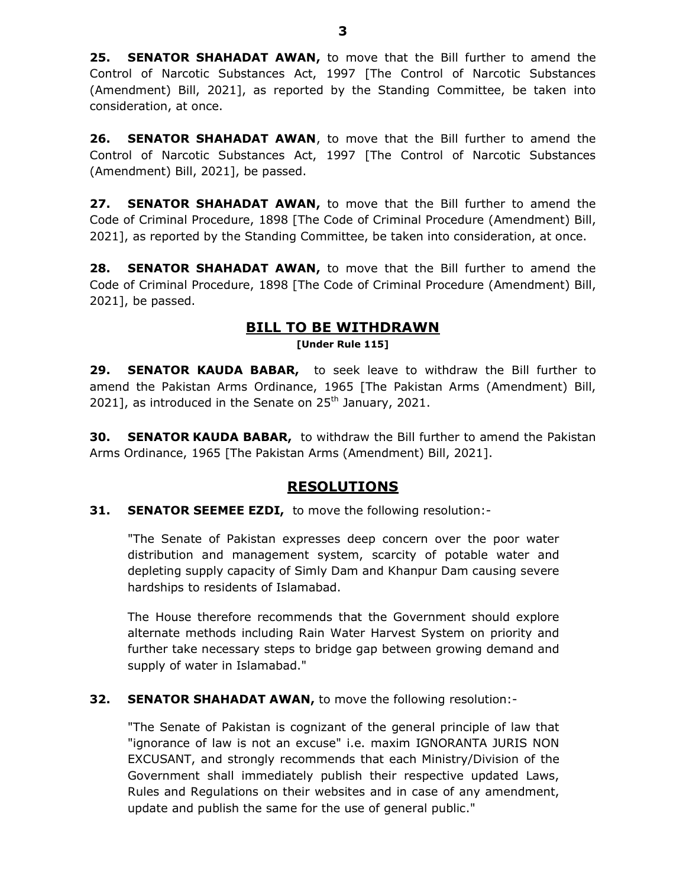**25. SENATOR SHAHADAT AWAN,** to move that the Bill further to amend the Control of Narcotic Substances Act, 1997 [The Control of Narcotic Substances (Amendment) Bill, 2021], as reported by the Standing Committee, be taken into consideration, at once.

**26. SENATOR SHAHADAT AWAN**, to move that the Bill further to amend the Control of Narcotic Substances Act, 1997 [The Control of Narcotic Substances (Amendment) Bill, 2021], be passed.

**27. SENATOR SHAHADAT AWAN,** to move that the Bill further to amend the Code of Criminal Procedure, 1898 [The Code of Criminal Procedure (Amendment) Bill, 2021], as reported by the Standing Committee, be taken into consideration, at once.

**28. SENATOR SHAHADAT AWAN,** to move that the Bill further to amend the Code of Criminal Procedure, 1898 [The Code of Criminal Procedure (Amendment) Bill, 2021], be passed.

## BILL TO BE WITHDRAWN

**[Under Rule 115]**

**29. SENATOR KAUDA BABAR,** to seek leave to withdraw the Bill further to amend the Pakistan Arms Ordinance, 1965 [The Pakistan Arms (Amendment) Bill, 2021], as introduced in the Senate on 25th January, 2021.

**30. SENATOR KAUDA BABAR,** to withdraw the Bill further to amend the Pakistan Arms Ordinance, 1965 [The Pakistan Arms (Amendment) Bill, 2021].

## RESOLUTIONS

**31. SENATOR SEEMEE EZDI,** to move the following resolution:-

> "The Senate of Pakistan expresses deep concern over the poor water distribution and management system, scarcity of potable water and depleting supply capacity of Simly Dam and Khanpur Dam causing severe hardships to residents of Islamabad.
>
> The House therefore recommends that the Government should explore alternate methods including Rain Water Harvest System on priority and further take necessary steps to bridge gap between growing demand and supply of water in Islamabad."

**32. SENATOR SHAHADAT AWAN,** to move the following resolution:-

> "The Senate of Pakistan is cognizant of the general principle of law that "ignorance of law is not an excuse" i.e. maxim IGNORANTA JURIS NON EXCUSANT, and strongly recommends that each Ministry/Division of the Government shall immediately publish their respective updated Laws, Rules and Regulations on their websites and in case of any amendment, update and publish the same for the use of general public."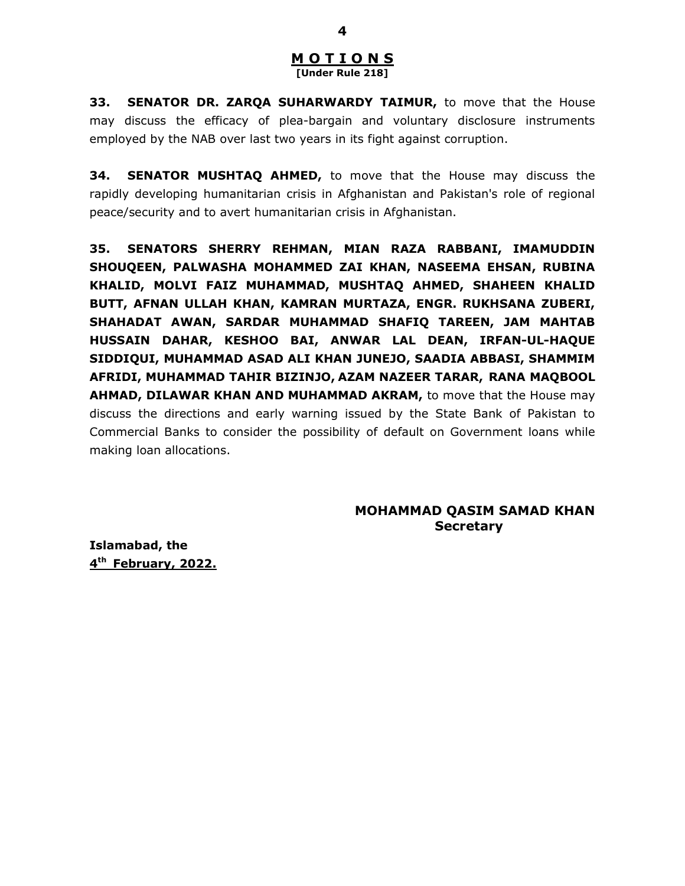## MOTIONS

**[Under Rule 218]**

**33. SENATOR DR. ZARQA SUHARWARDY TAIMUR,** to move that the House may discuss the efficacy of plea-bargain and voluntary disclosure instruments employed by the NAB over last two years in its fight against corruption.

**34. SENATOR MUSHTAQ AHMED,** to move that the House may discuss the rapidly developing humanitarian crisis in Afghanistan and Pakistan's role of regional peace/security and to avert humanitarian crisis in Afghanistan.

**35. SENATORS SHERRY REHMAN, MIAN RAZA RABBANI, IMAMUDDIN SHOUQEEN, PALWASHA MOHAMMED ZAI KHAN, NASEEMA EHSAN, RUBINA KHALID, MOLVI FAIZ MUHAMMAD, MUSHTAQ AHMED, SHAHEEN KHALID BUTT, AFNAN ULLAH KHAN, KAMRAN MURTAZA, ENGR. RUKHSANA ZUBERI, SHAHADAT AWAN, SARDAR MUHAMMAD SHAFIQ TAREEN, JAM MAHTAB HUSSAIN DAHAR, KESHOO BAI, ANWAR LAL DEAN, IRFAN-UL-HAQUE SIDDIQUI, MUHAMMAD ASAD ALI KHAN JUNEJO, SAADIA ABBASI, SHAMMIM AFRIDI, MUHAMMAD TAHIR BIZINJO, AZAM NAZEER TARAR, RANA MAQBOOL AHMAD, DILAWAR KHAN AND MUHAMMAD AKRAM,** to move that the House may discuss the directions and early warning issued by the State Bank of Pakistan to Commercial Banks to consider the possibility of default on Government loans while making loan allocations.

**MOHAMMAD QASIM SAMAD KHAN**
**Secretary**

**Islamabad, the**
**4th February, 2022.**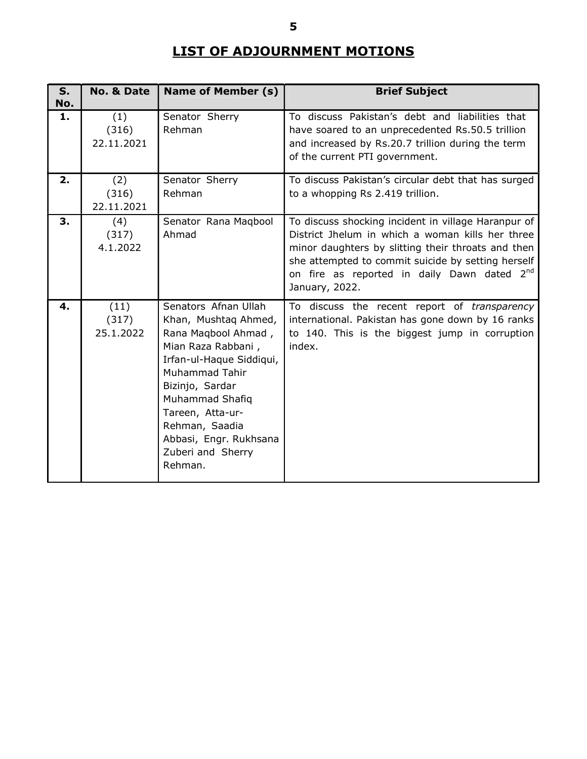## LIST OF ADJOURNMENT MOTIONS

| S. No. | No. & Date | Name of Member (s) | Brief Subject |
|---|---|---|---|
| **1.** | (1) (316) 22.11.2021 | Senator Sherry Rehman | To discuss Pakistan's debt and liabilities that have soared to an unprecedented Rs.50.5 trillion and increased by Rs.20.7 trillion during the term of the current PTI government. |
| **2.** | (2) (316) 22.11.2021 | Senator Sherry Rehman | To discuss Pakistan's circular debt that has surged to a whopping Rs 2.419 trillion. |
| **3.** | (4) (317) 4.1.2022 | Senator Rana Maqbool Ahmad | To discuss shocking incident in village Haranpur of District Jhelum in which a woman kills her three minor daughters by slitting their throats and then she attempted to commit suicide by setting herself on fire as reported in daily Dawn dated 2nd January, 2022. |
| **4.** | (11) (317) 25.1.2022 | Senators Afnan Ullah Khan, Mushtaq Ahmed, Rana Maqbool Ahmad , Mian Raza Rabbani , Irfan-ul-Haque Siddiqui, Muhammad Tahir Bizinjo, Sardar Muhammad Shafiq Tareen, Atta-ur-Rehman, Saadia Abbasi, Engr. Rukhsana Zuberi and Sherry Rehman. | To discuss the recent report of *transparency* international. Pakistan has gone down by 16 ranks to 140. This is the biggest jump in corruption index. |